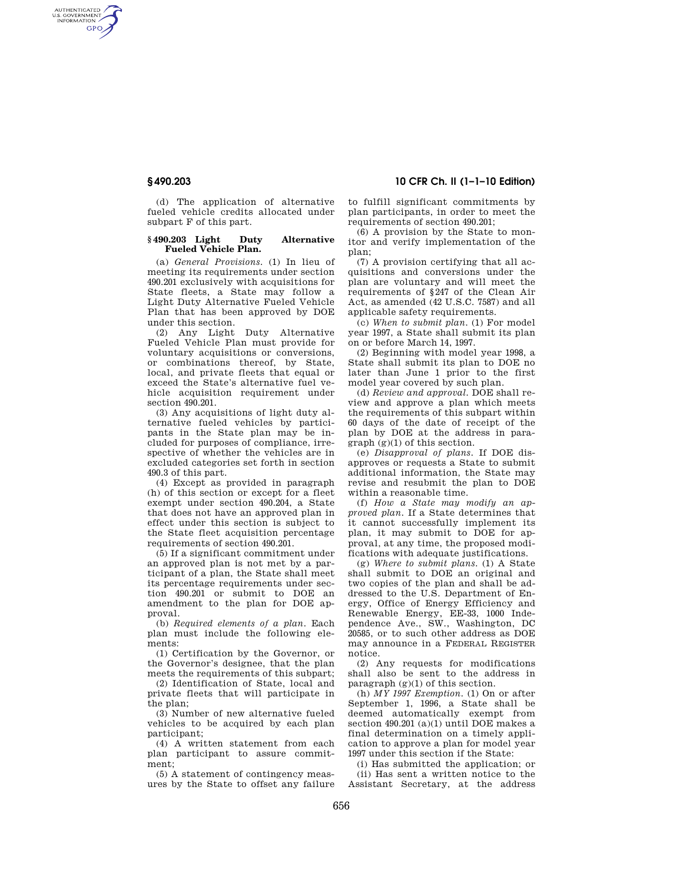(d) The application of alternative fueled vehicle credits allocated under subpart F of this part.

## § 490.203 Light Duty Alternative Fueled Vehicle Plan.

(a) *General Provisions.* (1) In lieu of meeting its requirements under section 490.201 exclusively with acquisitions for State fleets, a State may follow a Light Duty Alternative Fueled Vehicle Plan that has been approved by DOE under this section.

(2) Any Light Duty Alternative Fueled Vehicle Plan must provide for voluntary acquisitions or conversions, or combinations thereof, by State, local, and private fleets that equal or exceed the State's alternative fuel vehicle acquisition requirement under section 490.201.

(3) Any acquisitions of light duty alternative fueled vehicles by participants in the State plan may be included for purposes of compliance, irrespective of whether the vehicles are in excluded categories set forth in section 490.3 of this part.

(4) Except as provided in paragraph (h) of this section or except for a fleet exempt under section 490.204, a State that does not have an approved plan in effect under this section is subject to the State fleet acquisition percentage requirements of section 490.201.

(5) If a significant commitment under an approved plan is not met by a participant of a plan, the State shall meet its percentage requirements under section 490.201 or submit to DOE an amendment to the plan for DOE approval.

(b) *Required elements of a plan.* Each plan must include the following elements:

(1) Certification by the Governor, or the Governor's designee, that the plan meets the requirements of this subpart;

(2) Identification of State, local and private fleets that will participate in the plan;

(3) Number of new alternative fueled vehicles to be acquired by each plan participant;

(4) A written statement from each plan participant to assure commitment;

(5) A statement of contingency measures by the State to offset any failure to fulfill significant commitments by plan participants, in order to meet the requirements of section 490.201;

(6) A provision by the State to monitor and verify implementation of the plan;

(7) A provision certifying that all acquisitions and conversions under the plan are voluntary and will meet the requirements of §247 of the Clean Air Act, as amended (42 U.S.C. 7587) and all applicable safety requirements.

(c) *When to submit plan.* (1) For model year 1997, a State shall submit its plan on or before March 14, 1997.

(2) Beginning with model year 1998, a State shall submit its plan to DOE no later than June 1 prior to the first model year covered by such plan.

(d) *Review and approval.* DOE shall review and approve a plan which meets the requirements of this subpart within 60 days of the date of receipt of the plan by DOE at the address in paragraph (g)(1) of this section.

(e) *Disapproval of plans.* If DOE disapproves or requests a State to submit additional information, the State may revise and resubmit the plan to DOE within a reasonable time.

(f) *How a State may modify an approved plan.* If a State determines that it cannot successfully implement its plan, it may submit to DOE for approval, at any time, the proposed modifications with adequate justifications.

(g) *Where to submit plans.* (1) A State shall submit to DOE an original and two copies of the plan and shall be addressed to the U.S. Department of Energy, Office of Energy Efficiency and Renewable Energy, EE-33, 1000 Independence Ave., SW., Washington, DC 20585, or to such other address as DOE may announce in a FEDERAL REGISTER notice.

(2) Any requests for modifications shall also be sent to the address in paragraph (g)(1) of this section.

(h) *MY 1997 Exemption.* (1) On or after September 1, 1996, a State shall be deemed automatically exempt from section 490.201 (a)(1) until DOE makes a final determination on a timely application to approve a plan for model year 1997 under this section if the State:

(i) Has submitted the application; or

(ii) Has sent a written notice to the Assistant Secretary, at the address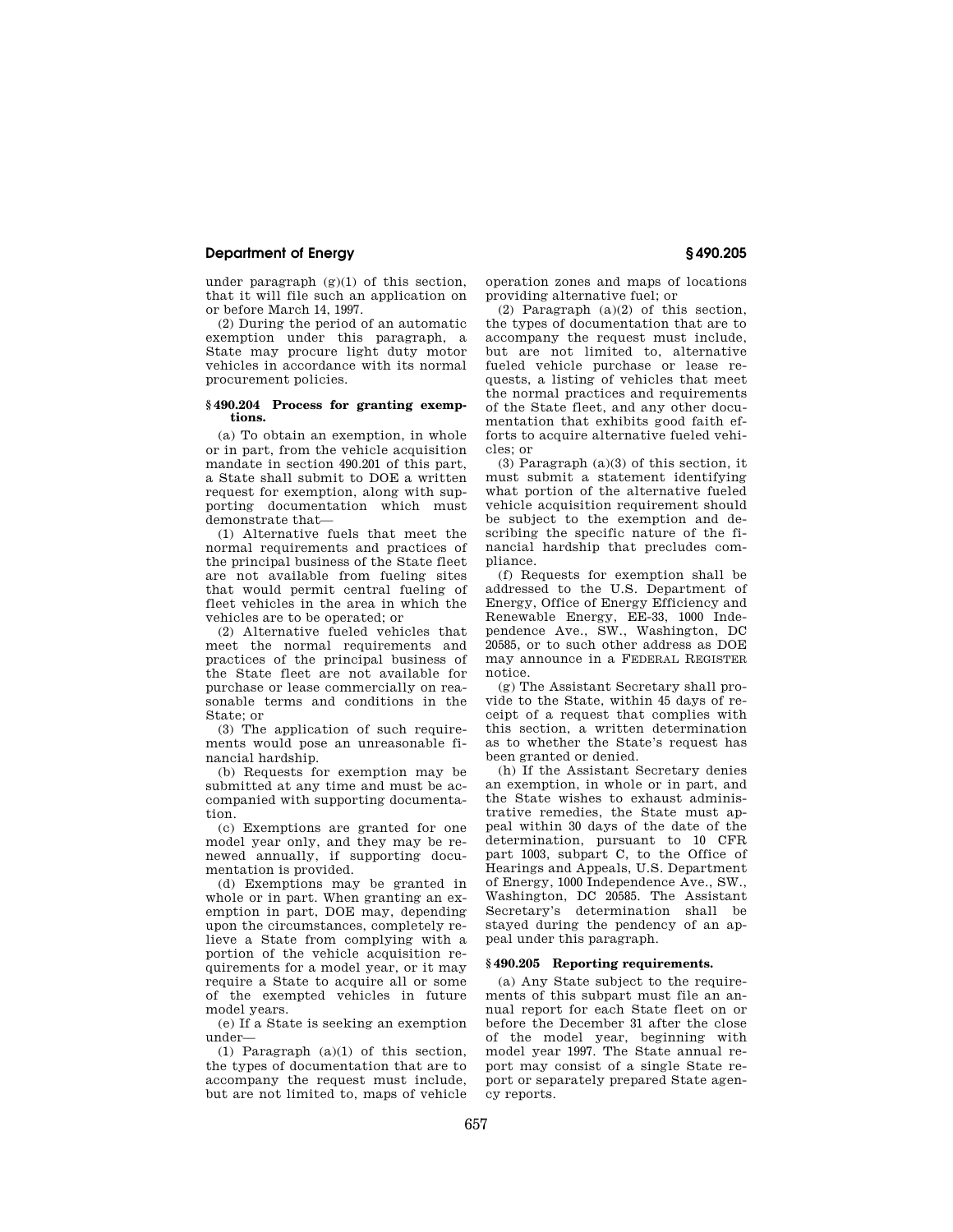under paragraph (g)(1) of this section, that it will file such an application on or before March 14, 1997.

(2) During the period of an automatic exemption under this paragraph, a State may procure light duty motor vehicles in accordance with its normal procurement policies.

### § 490.204 Process for granting exemptions.

(a) To obtain an exemption, in whole or in part, from the vehicle acquisition mandate in section 490.201 of this part, a State shall submit to DOE a written request for exemption, along with supporting documentation which must demonstrate that—

(1) Alternative fuels that meet the normal requirements and practices of the principal business of the State fleet are not available from fueling sites that would permit central fueling of fleet vehicles in the area in which the vehicles are to be operated; or

(2) Alternative fueled vehicles that meet the normal requirements and practices of the principal business of the State fleet are not available for purchase or lease commercially on reasonable terms and conditions in the State; or

(3) The application of such requirements would pose an unreasonable financial hardship.

(b) Requests for exemption may be submitted at any time and must be accompanied with supporting documentation.

(c) Exemptions are granted for one model year only, and they may be renewed annually, if supporting documentation is provided.

(d) Exemptions may be granted in whole or in part. When granting an exemption in part, DOE may, depending upon the circumstances, completely relieve a State from complying with a portion of the vehicle acquisition requirements for a model year, or it may require a State to acquire all or some of the exempted vehicles in future model years.

(e) If a State is seeking an exemption under—

(1) Paragraph (a)(1) of this section, the types of documentation that are to accompany the request must include, but are not limited to, maps of vehicle operation zones and maps of locations providing alternative fuel; or

(2) Paragraph (a)(2) of this section, the types of documentation that are to accompany the request must include, but are not limited to, alternative fueled vehicle purchase or lease requests, a listing of vehicles that meet the normal practices and requirements of the State fleet, and any other documentation that exhibits good faith efforts to acquire alternative fueled vehicles; or

(3) Paragraph (a)(3) of this section, it must submit a statement identifying what portion of the alternative fueled vehicle acquisition requirement should be subject to the exemption and describing the specific nature of the financial hardship that precludes compliance.

(f) Requests for exemption shall be addressed to the U.S. Department of Energy, Office of Energy Efficiency and Renewable Energy, EE-33, 1000 Independence Ave., SW., Washington, DC 20585, or to such other address as DOE may announce in a FEDERAL REGISTER notice.

(g) The Assistant Secretary shall provide to the State, within 45 days of receipt of a request that complies with this section, a written determination as to whether the State's request has been granted or denied.

(h) If the Assistant Secretary denies an exemption, in whole or in part, and the State wishes to exhaust administrative remedies, the State must appeal within 30 days of the date of the determination, pursuant to 10 CFR part 1003, subpart C, to the Office of Hearings and Appeals, U.S. Department of Energy, 1000 Independence Ave., SW., Washington, DC 20585. The Assistant Secretary's determination shall be stayed during the pendency of an appeal under this paragraph.

### § 490.205 Reporting requirements.

(a) Any State subject to the requirements of this subpart must file an annual report for each State fleet on or before the December 31 after the close of the model year, beginning with model year 1997. The State annual report may consist of a single State report or separately prepared State agency reports.